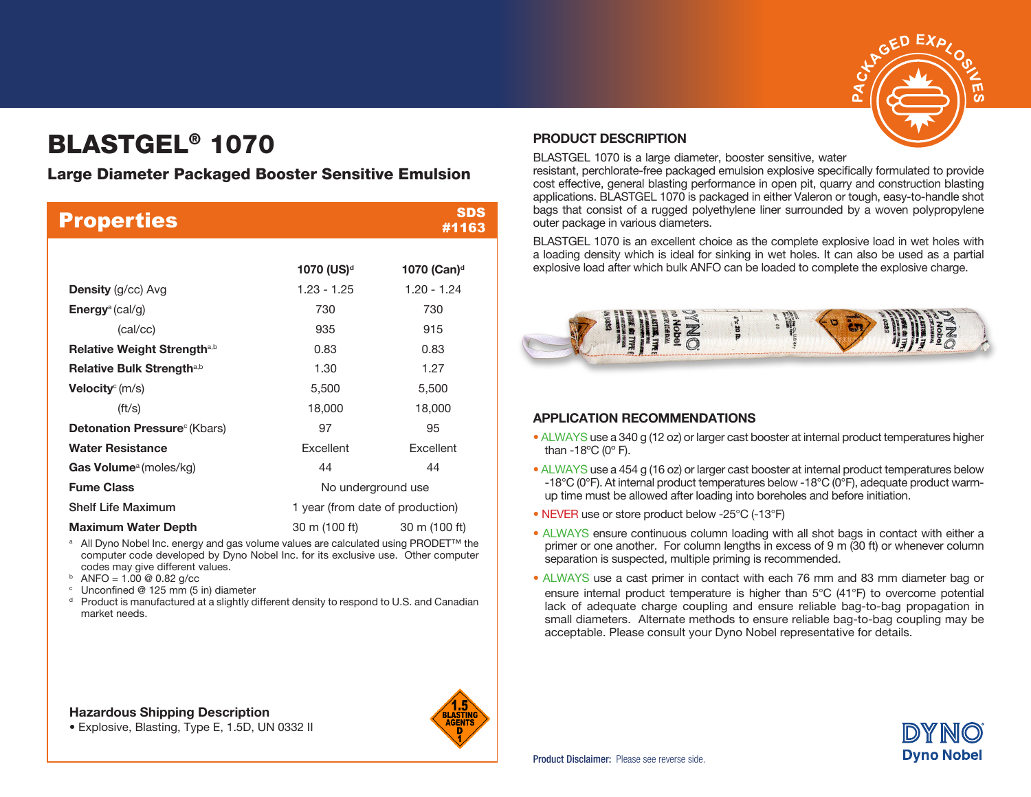# BLASTGEL® 1070

## Large Diameter Packaged Booster Sensitive Emulsion

## Properties

SDS #1163

| | 1070 (US)[d] | 1070 (Can)[d] |
|---|---|---|
| **Density** (g/cc) Avg | 1.23 - 1.25 | 1.20 - 1.24 |
| **Energy**[a] (cal/g) | 730 | 730 |
| (cal/cc) | 935 | 915 |
| **Relative Weight Strength**[a,b] | 0.83 | 0.83 |
| **Relative Bulk Strength**[a,b] | 1.30 | 1.27 |
| **Velocity**[c] (m/s) | 5,500 | 5,500 |
| (ft/s) | 18,000 | 18,000 |
| **Detonation Pressure**[c] (Kbars) | 97 | 95 |
| **Water Resistance** | Excellent | Excellent |
| **Gas Volume**[a] (moles/kg) | 44 | 44 |
| **Fume Class** | No underground use | |
| **Shelf Life Maximum** | 1 year (from date of production) | |
| **Maximum Water Depth** | 30 m (100 ft) | 30 m (100 ft) |

[a] All Dyno Nobel Inc. energy and gas volume values are calculated using PRODET™ the computer code developed by Dyno Nobel Inc. for its exclusive use. Other computer codes may give different values.
[b] ANFO = 1.00 @ 0.82 g/cc
[c] Unconfined @ 125 mm (5 in) diameter
[d] Product is manufactured at a slightly different density to respond to U.S. and Canadian market needs.

### Hazardous Shipping Description

- Explosive, Blasting, Type E, 1.5D, UN 0332 II

## PRODUCT DESCRIPTION

BLASTGEL 1070 is a large diameter, booster sensitive, water resistant, perchlorate-free packaged emulsion explosive specifically formulated to provide cost effective, general blasting performance in open pit, quarry and construction blasting applications. BLASTGEL 1070 is packaged in either Valeron or tough, easy-to-handle shot bags that consist of a rugged polyethylene liner surrounded by a woven polypropylene outer package in various diameters.

BLASTGEL 1070 is an excellent choice as the complete explosive load in wet holes with a loading density which is ideal for sinking in wet holes. It can also be used as a partial explosive load after which bulk ANFO can be loaded to complete the explosive charge.

## APPLICATION RECOMMENDATIONS

- ALWAYS use a 340 g (12 oz) or larger cast booster at internal product temperatures higher than -18ºC (0º F).
- ALWAYS use a 454 g (16 oz) or larger cast booster at internal product temperatures below -18°C (0°F). At internal product temperatures below -18°C (0°F), adequate product warm-up time must be allowed after loading into boreholes and before initiation.
- NEVER use or store product below -25°C (-13°F)
- ALWAYS ensure continuous column loading with all shot bags in contact with either a primer or one another. For column lengths in excess of 9 m (30 ft) or whenever column separation is suspected, multiple priming is recommended.
- ALWAYS use a cast primer in contact with each 76 mm and 83 mm diameter bag or ensure internal product temperature is higher than 5°C (41°F) to overcome potential lack of adequate charge coupling and ensure reliable bag-to-bag propagation in small diameters. Alternate methods to ensure reliable bag-to-bag coupling may be acceptable. Please consult your Dyno Nobel representative for details.

**Product Disclaimer:** Please see reverse side.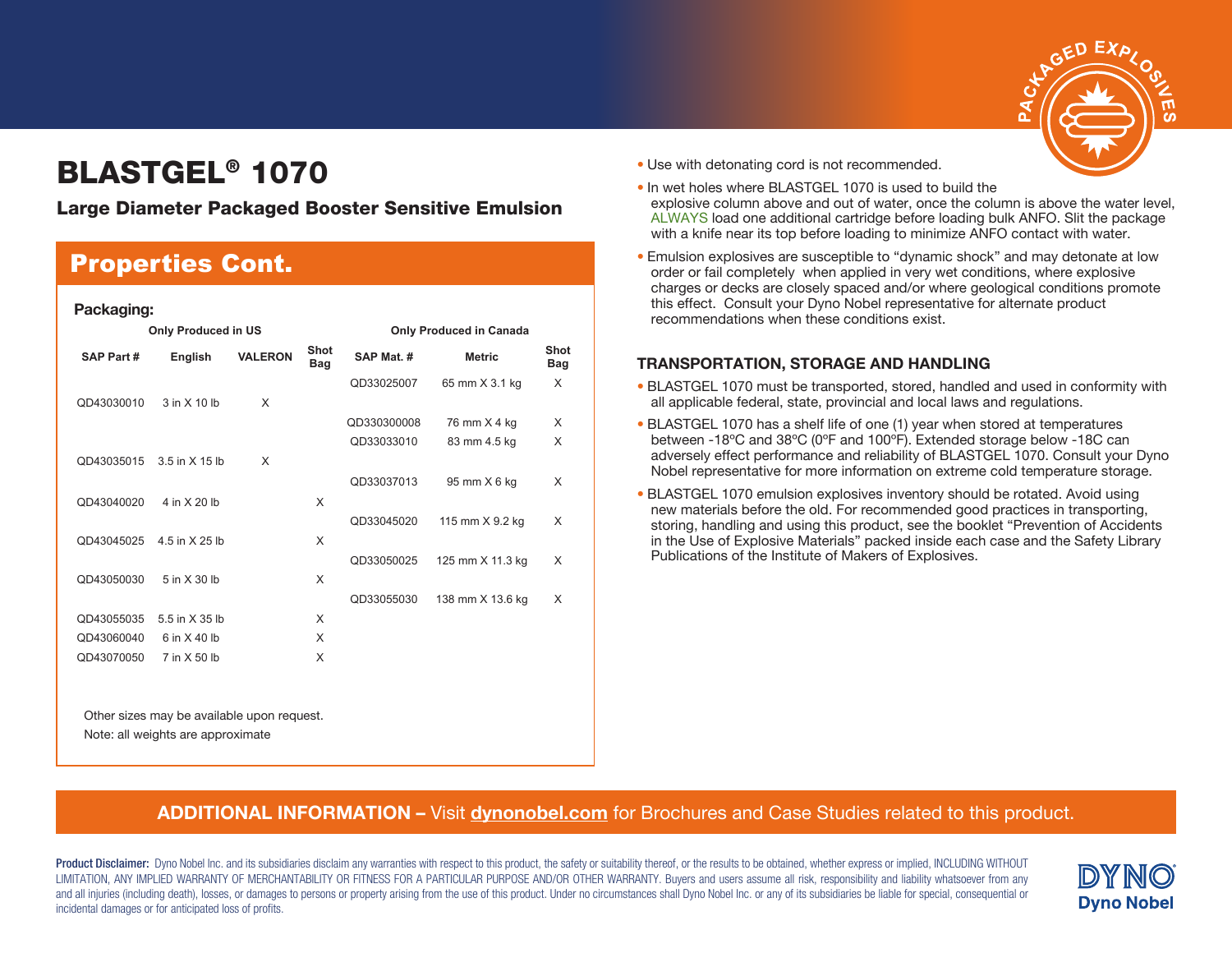# BLASTGEL® 1070

**Large Diameter Packaged Booster Sensitive Emulsion**

## Properties Cont.

**Packaging:**

| Only Produced in US | | | | Only Produced in Canada | | |
|---|---|---|---|---|---|---|
| SAP Part # | English | VALERON | Shot Bag | SAP Mat. # | Metric | Shot Bag |
| | | | | QD33025007 | 65 mm X 3.1 kg | X |
| QD43030010 | 3 in X 10 lb | X | | | | |
| | | | | QD330300008 | 76 mm X 4 kg | X |
| | | | | QD33033010 | 83 mm 4.5 kg | X |
| QD43035015 | 3.5 in X 15 lb | X | | | | |
| | | | | QD33037013 | 95 mm X 6 kg | X |
| QD43040020 | 4 in X 20 lb | | X | | | |
| | | | | QD33045020 | 115 mm X 9.2 kg | X |
| QD43045025 | 4.5 in X 25 lb | | X | | | |
| | | | | QD33050025 | 125 mm X 11.3 kg | X |
| QD43050030 | 5 in X 30 lb | | X | | | |
| | | | | QD33055030 | 138 mm X 13.6 kg | X |
| QD43055035 | 5.5 in X 35 lb | | X | | | |
| QD43060040 | 6 in X 40 lb | | X | | | |
| QD43070050 | 7 in X 50 lb | | X | | | |

Other sizes may be available upon request.

Note: all weights are approximate

- Use with detonating cord is not recommended.
- In wet holes where BLASTGEL 1070 is used to build the explosive column above and out of water, once the column is above the water level, ALWAYS load one additional cartridge before loading bulk ANFO. Slit the package with a knife near its top before loading to minimize ANFO contact with water.
- Emulsion explosives are susceptible to "dynamic shock" and may detonate at low order or fail completely when applied in very wet conditions, where explosive charges or decks are closely spaced and/or where geological conditions promote this effect. Consult your Dyno Nobel representative for alternate product recommendations when these conditions exist.

### TRANSPORTATION, STORAGE AND HANDLING

- BLASTGEL 1070 must be transported, stored, handled and used in conformity with all applicable federal, state, provincial and local laws and regulations.
- BLASTGEL 1070 has a shelf life of one (1) year when stored at temperatures between -18ºC and 38ºC (0ºF and 100ºF). Extended storage below -18C can adversely effect performance and reliability of BLASTGEL 1070. Consult your Dyno Nobel representative for more information on extreme cold temperature storage.
- BLASTGEL 1070 emulsion explosives inventory should be rotated. Avoid using new materials before the old. For recommended good practices in transporting, storing, handling and using this product, see the booklet "Prevention of Accidents in the Use of Explosive Materials" packed inside each case and the Safety Library Publications of the Institute of Makers of Explosives.

**ADDITIONAL INFORMATION –** Visit **dynonobel.com** for Brochures and Case Studies related to this product.

**Product Disclaimer:** Dyno Nobel Inc. and its subsidiaries disclaim any warranties with respect to this product, the safety or suitability thereof, or the results to be obtained, whether express or implied, INCLUDING WITHOUT LIMITATION, ANY IMPLIED WARRANTY OF MERCHANTABILITY OR FITNESS FOR A PARTICULAR PURPOSE AND/OR OTHER WARRANTY. Buyers and users assume all risk, responsibility and liability whatsoever from any and all injuries (including death), losses, or damages to persons or property arising from the use of this product. Under no circumstances shall Dyno Nobel Inc. or any of its subsidiaries be liable for special, consequential or incidental damages or for anticipated loss of profits.